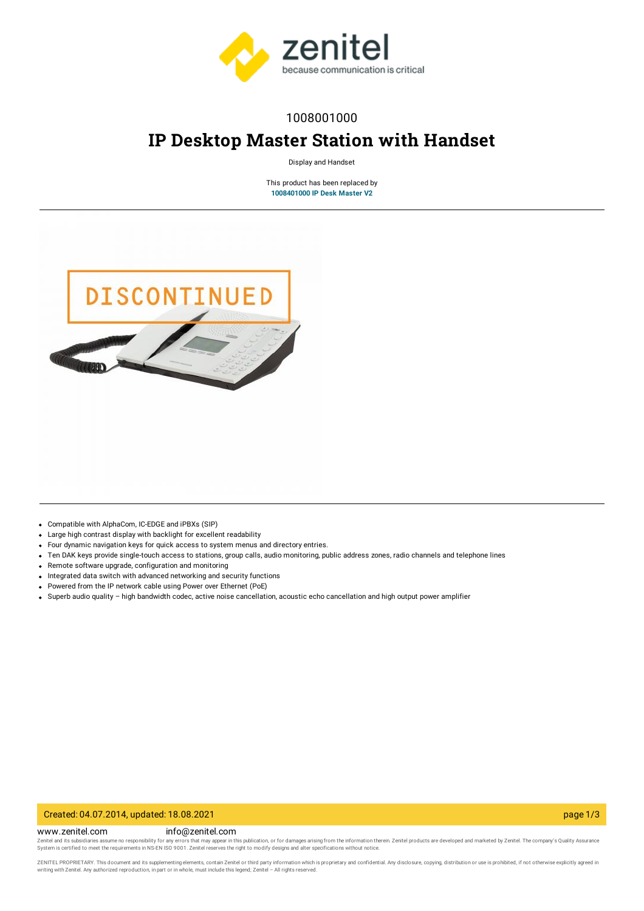1008001000

# IP Desktop Master Station with Handset

Display and Handset

This product has been replaced by
**1008401000 IP Desk Master V2**

- Compatible with AlphaCom, IC-EDGE and iPBXs (SIP)
- Large high contrast display with backlight for excellent readability
- Four dynamic navigation keys for quick access to system menus and directory entries.
- Ten DAK keys provide single-touch access to stations, group calls, audio monitoring, public address zones, radio channels and telephone lines
- Remote software upgrade, configuration and monitoring
- Integrated data switch with advanced networking and security functions
- Powered from the IP network cable using Power over Ethernet (PoE)
- Superb audio quality – high bandwidth codec, active noise cancellation, acoustic echo cancellation and high output power amplifier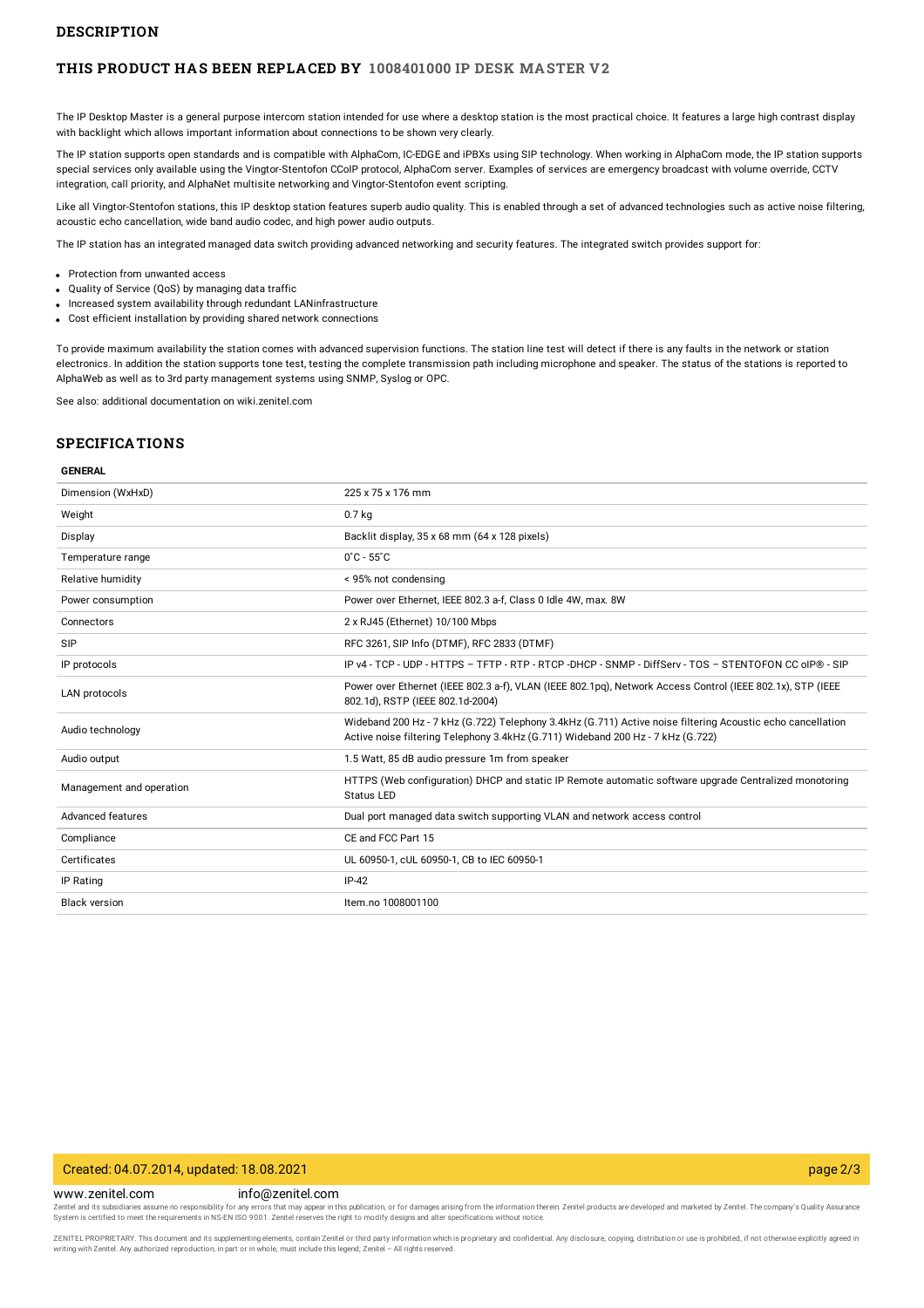## DESCRIPTION

### THIS PRODUCT HAS BEEN REPLACED BY 1008401000 IP DESK MASTER V2

The IP Desktop Master is a general purpose intercom station intended for use where a desktop station is the most practical choice. It features a large high contrast display with backlight which allows important information about connections to be shown very clearly.

The IP station supports open standards and is compatible with AlphaCom, IC-EDGE and iPBXs using SIP technology. When working in AlphaCom mode, the IP station supports special services only available using the Vingtor-Stentofon CCoIP protocol, AlphaCom server. Examples of services are emergency broadcast with volume override, CCTV integration, call priority, and AlphaNet multisite networking and Vingtor-Stentofon event scripting.

Like all Vingtor-Stentofon stations, this IP desktop station features superb audio quality. This is enabled through a set of advanced technologies such as active noise filtering, acoustic echo cancellation, wide band audio codec, and high power audio outputs.

The IP station has an integrated managed data switch providing advanced networking and security features. The integrated switch provides support for:

- Protection from unwanted access
- Quality of Service (QoS) by managing data traffic
- Increased system availability through redundant LANinfrastructure
- Cost efficient installation by providing shared network connections

To provide maximum availability the station comes with advanced supervision functions. The station line test will detect if there is any faults in the network or station electronics. In addition the station supports tone test, testing the complete transmission path including microphone and speaker. The status of the stations is reported to AlphaWeb as well as to 3rd party management systems using SNMP, Syslog or OPC.

See also: additional documentation on wiki.zenitel.com

## SPECIFICATIONS

**GENERAL**

| | |
|---|---|
| Dimension (WxHxD) | 225 x 75 x 176 mm |
| Weight | 0.7 kg |
| Display | Backlit display, 35 x 68 mm (64 x 128 pixels) |
| Temperature range | 0˚C - 55˚C |
| Relative humidity | < 95% not condensing |
| Power consumption | Power over Ethernet, IEEE 802.3 a-f, Class 0 Idle 4W, max. 8W |
| Connectors | 2 x RJ45 (Ethernet) 10/100 Mbps |
| SIP | RFC 3261, SIP Info (DTMF), RFC 2833 (DTMF) |
| IP protocols | IP v4 - TCP - UDP - HTTPS – TFTP - RTP - RTCP -DHCP - SNMP - DiffServ - TOS – STENTOFON CC oIP® - SIP |
| LAN protocols | Power over Ethernet (IEEE 802.3 a-f), VLAN (IEEE 802.1pq), Network Access Control (IEEE 802.1x), STP (IEEE 802.1d), RSTP (IEEE 802.1d-2004) |
| Audio technology | Wideband 200 Hz - 7 kHz (G.722) Telephony 3.4kHz (G.711) Active noise filtering Acoustic echo cancellation Active noise filtering Telephony 3.4kHz (G.711) Wideband 200 Hz - 7 kHz (G.722) |
| Audio output | 1.5 Watt, 85 dB audio pressure 1m from speaker |
| Management and operation | HTTPS (Web configuration) DHCP and static IP Remote automatic software upgrade Centralized monotoring Status LED |
| Advanced features | Dual port managed data switch supporting VLAN and network access control |
| Compliance | CE and FCC Part 15 |
| Certificates | UL 60950-1, cUL 60950-1, CB to IEC 60950-1 |
| IP Rating | IP-42 |
| Black version | Item.no 1008001100 |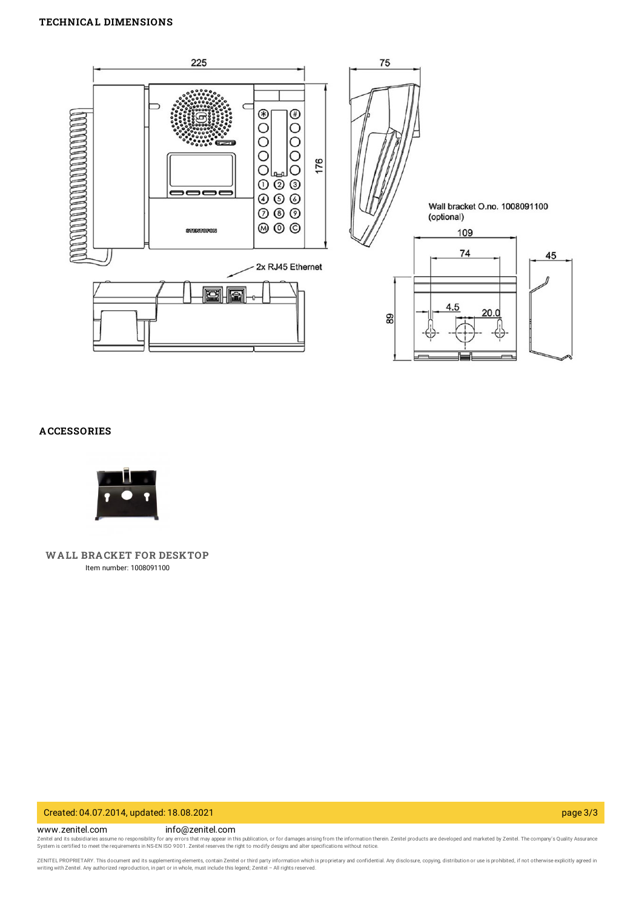## TECHNICAL DIMENSIONS

225

75

176

Wall bracket O.no. 1008091100 (optional)

109

74

45

2x RJ45 Ethernet

89

4.5

20.0

## ACCESSORIES

### WALL BRACKET FOR DESKTOP

Item number: 1008091100

Created: 04.07.2014, updated: 18.08.2021

www.zenitel.com info@zenitel.com

Zenitel and its subsidiaries assume no responsibility for any errors that may appear in this publication, or for damages arising from the information therein. Zenitel products are developed and marketed by Zenitel. The company's Quality Assurance System is certified to meet the requirements in NS-EN ISO 9001. Zenitel reserves the right to modify designs and alter specifications without notice.

ZENITEL PROPRIETARY. This document and its supplementing elements, contain Zenitel or third party information which is proprietary and confidential. Any disclosure, copying, distribution or use is prohibited, if not otherwise explicitly agreed in writing with Zenitel. Any authorized reproduction, in part or in whole, must include this legend; Zenitel – All rights reserved.